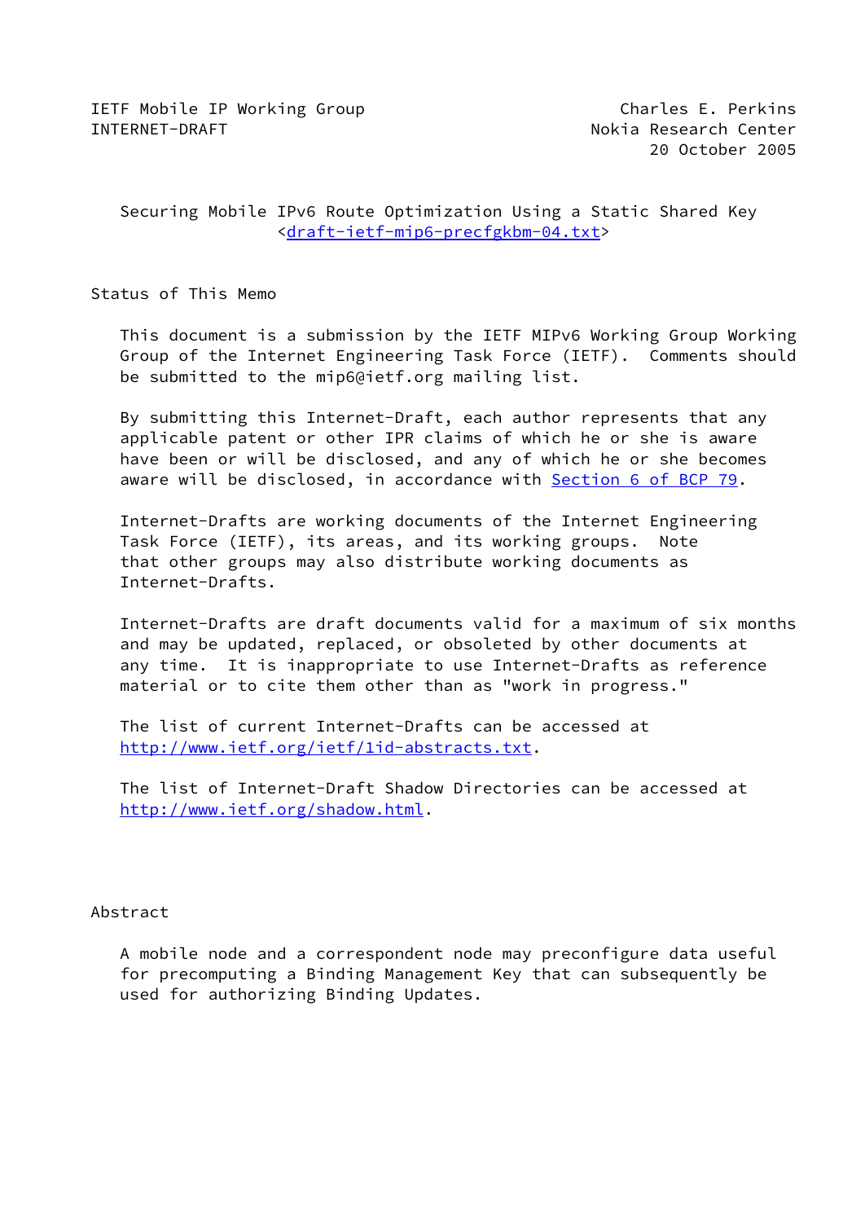IETF Mobile IP Working Group — Charles E. Perkins
INTERNET-DRAFT — Nokia Research Center
20 October 2005

# Securing Mobile IPv6 Route Optimization Using a Static Shared Key
<draft-ietf-mip6-precfgkbm-04.txt>

## Status of This Memo

This document is a submission by the IETF MIPv6 Working Group Working Group of the Internet Engineering Task Force (IETF). Comments should be submitted to the mip6@ietf.org mailing list.

By submitting this Internet-Draft, each author represents that any applicable patent or other IPR claims of which he or she is aware have been or will be disclosed, and any of which he or she becomes aware will be disclosed, in accordance with Section 6 of BCP 79.

Internet-Drafts are working documents of the Internet Engineering Task Force (IETF), its areas, and its working groups. Note that other groups may also distribute working documents as Internet-Drafts.

Internet-Drafts are draft documents valid for a maximum of six months and may be updated, replaced, or obsoleted by other documents at any time. It is inappropriate to use Internet-Drafts as reference material or to cite them other than as "work in progress."

The list of current Internet-Drafts can be accessed at http://www.ietf.org/ietf/1id-abstracts.txt.

The list of Internet-Draft Shadow Directories can be accessed at http://www.ietf.org/shadow.html.

## Abstract

A mobile node and a correspondent node may preconfigure data useful for precomputing a Binding Management Key that can subsequently be used for authorizing Binding Updates.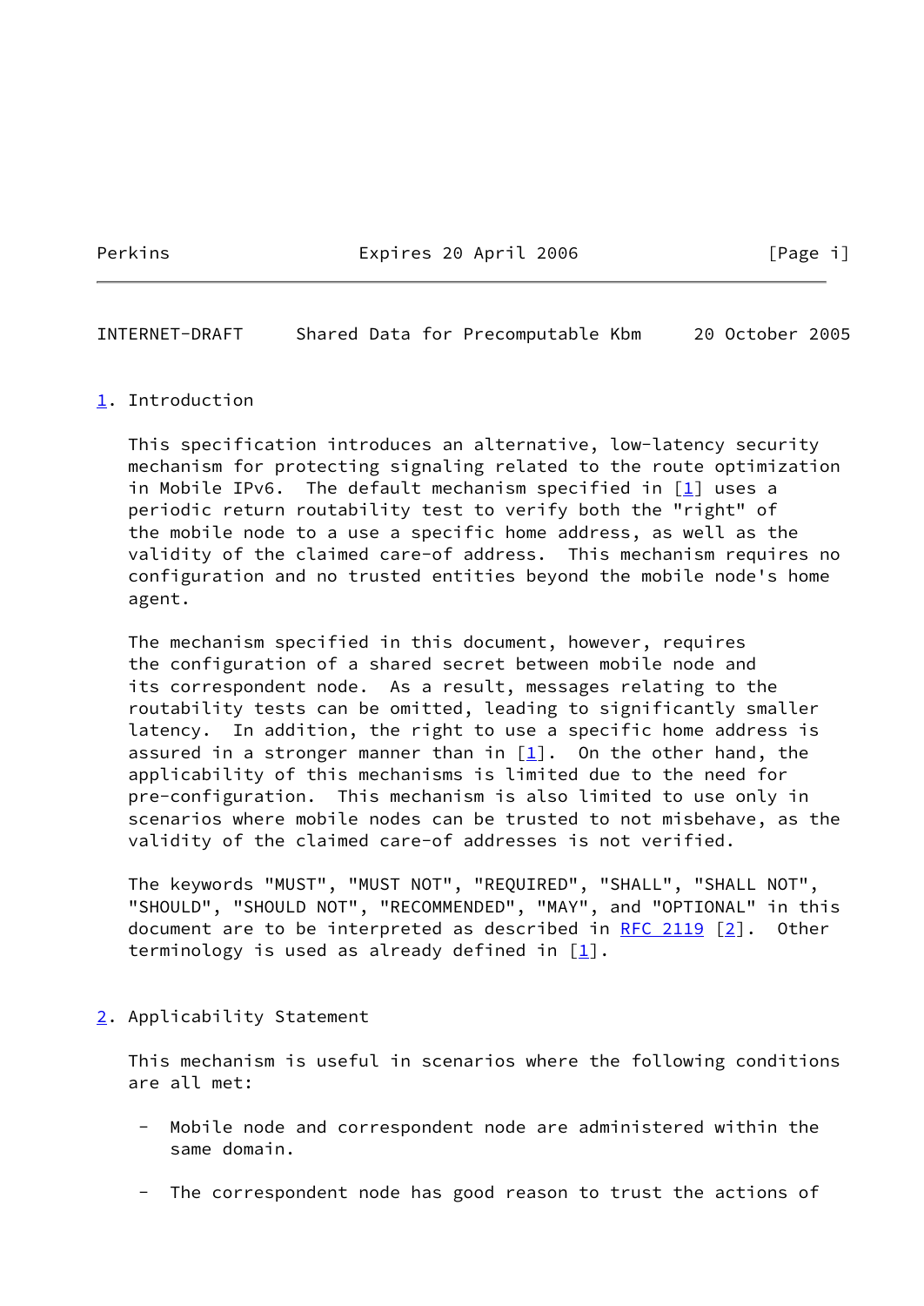## 1. Introduction

This specification introduces an alternative, low-latency security mechanism for protecting signaling related to the route optimization in Mobile IPv6. The default mechanism specified in [1] uses a periodic return routability test to verify both the "right" of the mobile node to a use a specific home address, as well as the validity of the claimed care-of address. This mechanism requires no configuration and no trusted entities beyond the mobile node's home agent.

The mechanism specified in this document, however, requires the configuration of a shared secret between mobile node and its correspondent node. As a result, messages relating to the routability tests can be omitted, leading to significantly smaller latency. In addition, the right to use a specific home address is assured in a stronger manner than in [1]. On the other hand, the applicability of this mechanisms is limited due to the need for pre-configuration. This mechanism is also limited to use only in scenarios where mobile nodes can be trusted to not misbehave, as the validity of the claimed care-of addresses is not verified.

The keywords "MUST", "MUST NOT", "REQUIRED", "SHALL", "SHALL NOT", "SHOULD", "SHOULD NOT", "RECOMMENDED", "MAY", and "OPTIONAL" in this document are to be interpreted as described in RFC 2119 [2]. Other terminology is used as already defined in [1].

## 2. Applicability Statement

This mechanism is useful in scenarios where the following conditions are all met:

- Mobile node and correspondent node are administered within the same domain.

- The correspondent node has good reason to trust the actions of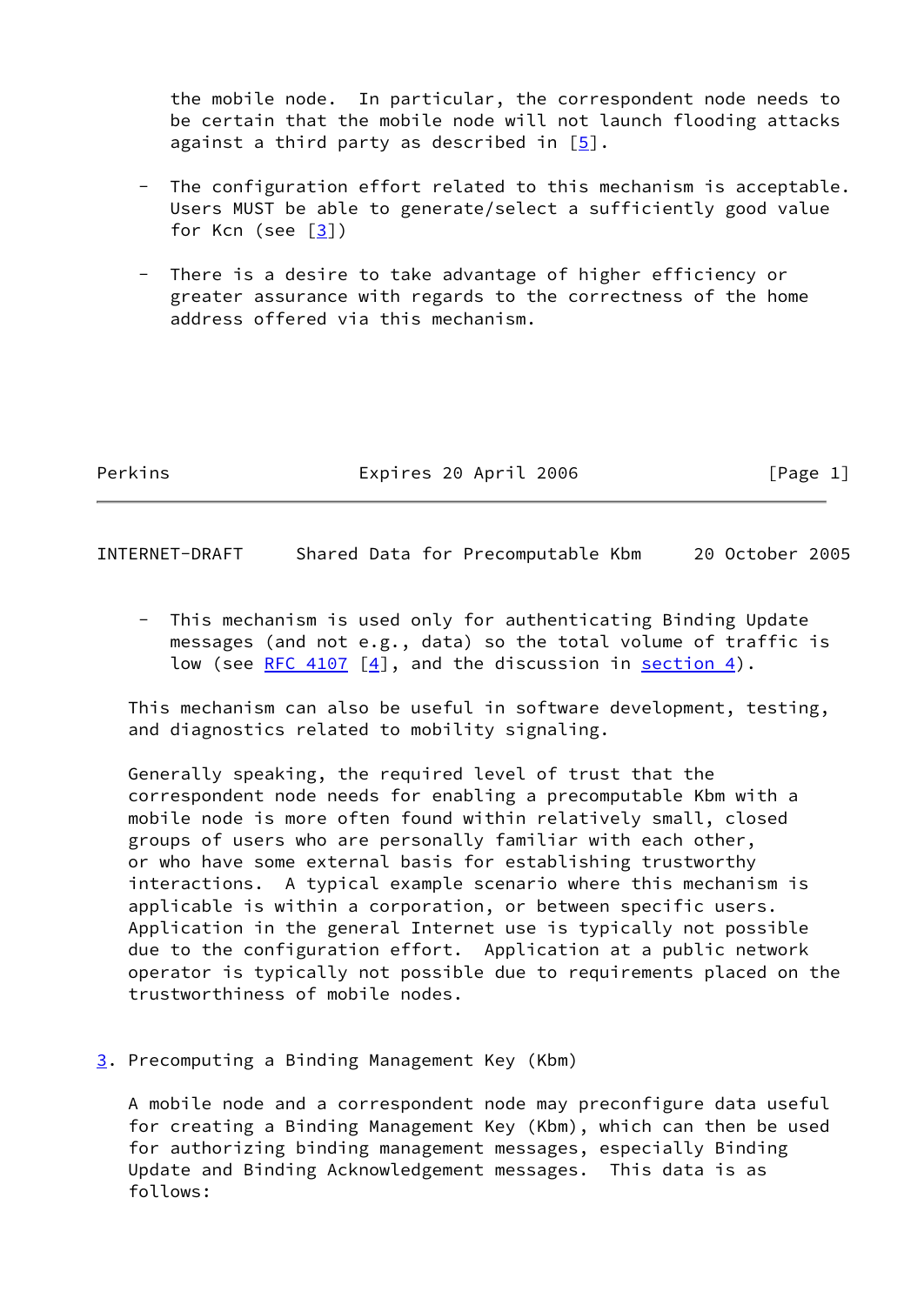the mobile node. In particular, the correspondent node needs to be certain that the mobile node will not launch flooding attacks against a third party as described in [5].

- The configuration effort related to this mechanism is acceptable. Users MUST be able to generate/select a sufficiently good value for Kcn (see [3])

- There is a desire to take advantage of higher efficiency or greater assurance with regards to the correctness of the home address offered via this mechanism.

- This mechanism is used only for authenticating Binding Update messages (and not e.g., data) so the total volume of traffic is low (see RFC 4107 [4], and the discussion in section 4).

This mechanism can also be useful in software development, testing, and diagnostics related to mobility signaling.

Generally speaking, the required level of trust that the correspondent node needs for enabling a precomputable Kbm with a mobile node is more often found within relatively small, closed groups of users who are personally familiar with each other, or who have some external basis for establishing trustworthy interactions. A typical example scenario where this mechanism is applicable is within a corporation, or between specific users. Application in the general Internet use is typically not possible due to the configuration effort. Application at a public network operator is typically not possible due to requirements placed on the trustworthiness of mobile nodes.

## 3. Precomputing a Binding Management Key (Kbm)

A mobile node and a correspondent node may preconfigure data useful for creating a Binding Management Key (Kbm), which can then be used for authorizing binding management messages, especially Binding Update and Binding Acknowledgement messages. This data is as follows: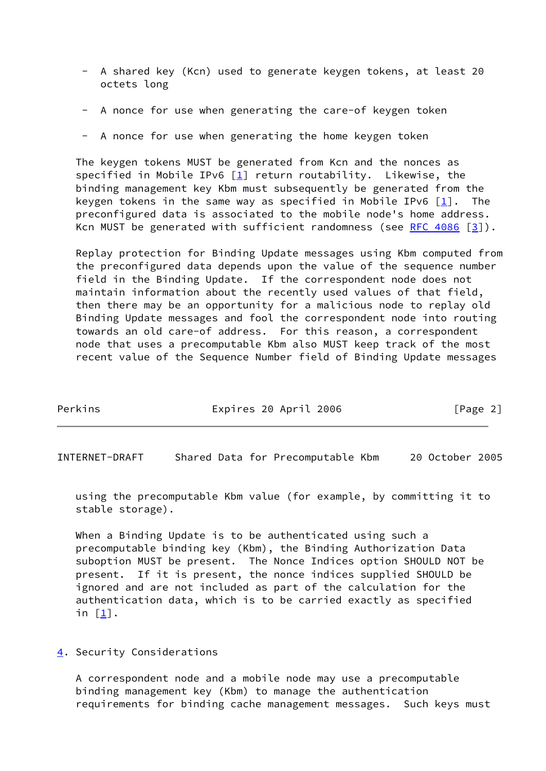- A shared key (Kcn) used to generate keygen tokens, at least 20 octets long

- A nonce for use when generating the care-of keygen token

- A nonce for use when generating the home keygen token

The keygen tokens MUST be generated from Kcn and the nonces as specified in Mobile IPv6 [1] return routability. Likewise, the binding management key Kbm must subsequently be generated from the keygen tokens in the same way as specified in Mobile IPv6 [1]. The preconfigured data is associated to the mobile node's home address. Kcn MUST be generated with sufficient randomness (see RFC 4086 [3]).

Replay protection for Binding Update messages using Kbm computed from the preconfigured data depends upon the value of the sequence number field in the Binding Update. If the correspondent node does not maintain information about the recently used values of that field, then there may be an opportunity for a malicious node to replay old Binding Update messages and fool the correspondent node into routing towards an old care-of address. For this reason, a correspondent node that uses a precomputable Kbm also MUST keep track of the most recent value of the Sequence Number field of Binding Update messages using the precomputable Kbm value (for example, by committing it to stable storage).

When a Binding Update is to be authenticated using such a precomputable binding key (Kbm), the Binding Authorization Data suboption MUST be present. The Nonce Indices option SHOULD NOT be present. If it is present, the nonce indices supplied SHOULD be ignored and are not included as part of the calculation for the authentication data, which is to be carried exactly as specified in [1].

## 4. Security Considerations

A correspondent node and a mobile node may use a precomputable binding management key (Kbm) to manage the authentication requirements for binding cache management messages. Such keys must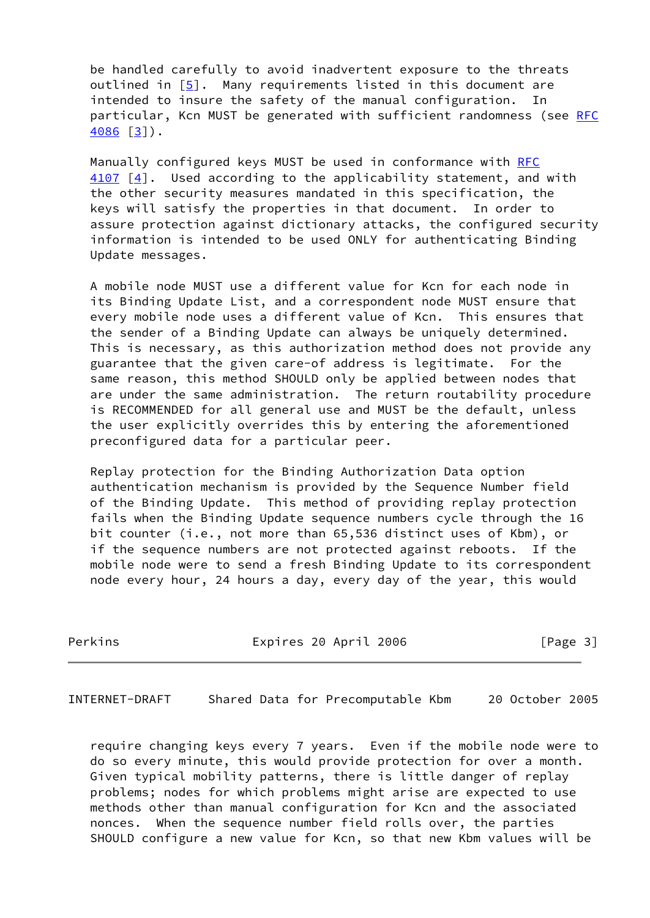be handled carefully to avoid inadvertent exposure to the threats outlined in [5]. Many requirements listed in this document are intended to insure the safety of the manual configuration. In particular, Kcn MUST be generated with sufficient randomness (see RFC 4086 [3]).

Manually configured keys MUST be used in conformance with RFC 4107 [4]. Used according to the applicability statement, and with the other security measures mandated in this specification, the keys will satisfy the properties in that document. In order to assure protection against dictionary attacks, the configured security information is intended to be used ONLY for authenticating Binding Update messages.

A mobile node MUST use a different value for Kcn for each node in its Binding Update List, and a correspondent node MUST ensure that every mobile node uses a different value of Kcn. This ensures that the sender of a Binding Update can always be uniquely determined. This is necessary, as this authorization method does not provide any guarantee that the given care-of address is legitimate. For the same reason, this method SHOULD only be applied between nodes that are under the same administration. The return routability procedure is RECOMMENDED for all general use and MUST be the default, unless the user explicitly overrides this by entering the aforementioned preconfigured data for a particular peer.

Replay protection for the Binding Authorization Data option authentication mechanism is provided by the Sequence Number field of the Binding Update. This method of providing replay protection fails when the Binding Update sequence numbers cycle through the 16 bit counter (i.e., not more than 65,536 distinct uses of Kbm), or if the sequence numbers are not protected against reboots. If the mobile node were to send a fresh Binding Update to its correspondent node every hour, 24 hours a day, every day of the year, this would require changing keys every 7 years. Even if the mobile node were to do so every minute, this would provide protection for over a month. Given typical mobility patterns, there is little danger of replay problems; nodes for which problems might arise are expected to use methods other than manual configuration for Kcn and the associated nonces. When the sequence number field rolls over, the parties SHOULD configure a new value for Kcn, so that new Kbm values will be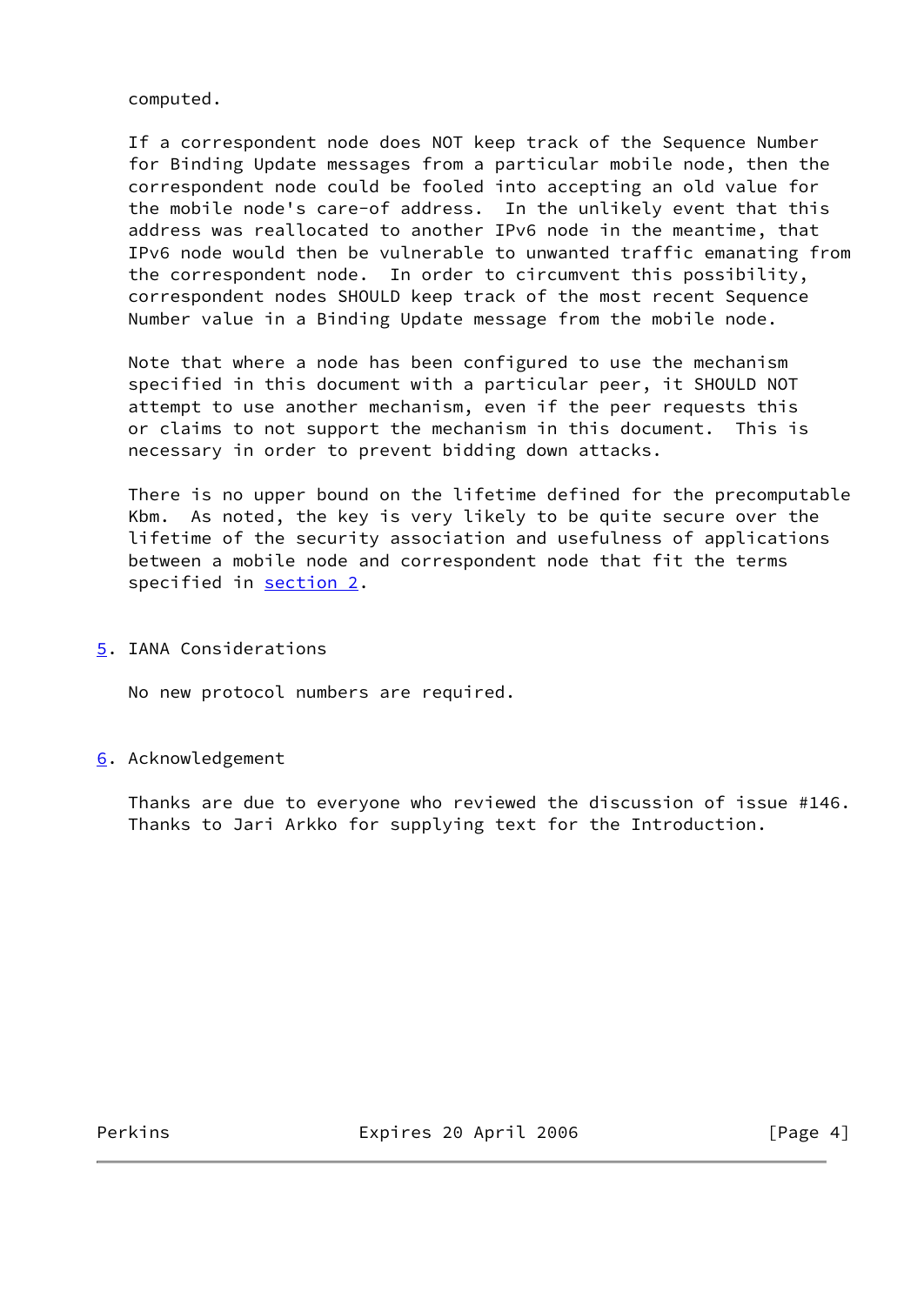computed.

If a correspondent node does NOT keep track of the Sequence Number for Binding Update messages from a particular mobile node, then the correspondent node could be fooled into accepting an old value for the mobile node's care-of address. In the unlikely event that this address was reallocated to another IPv6 node in the meantime, that IPv6 node would then be vulnerable to unwanted traffic emanating from the correspondent node. In order to circumvent this possibility, correspondent nodes SHOULD keep track of the most recent Sequence Number value in a Binding Update message from the mobile node.

Note that where a node has been configured to use the mechanism specified in this document with a particular peer, it SHOULD NOT attempt to use another mechanism, even if the peer requests this or claims to not support the mechanism in this document. This is necessary in order to prevent bidding down attacks.

There is no upper bound on the lifetime defined for the precomputable Kbm. As noted, the key is very likely to be quite secure over the lifetime of the security association and usefulness of applications between a mobile node and correspondent node that fit the terms specified in section 2.

## 5. IANA Considerations

No new protocol numbers are required.

## 6. Acknowledgement

Thanks are due to everyone who reviewed the discussion of issue #146. Thanks to Jari Arkko for supplying text for the Introduction.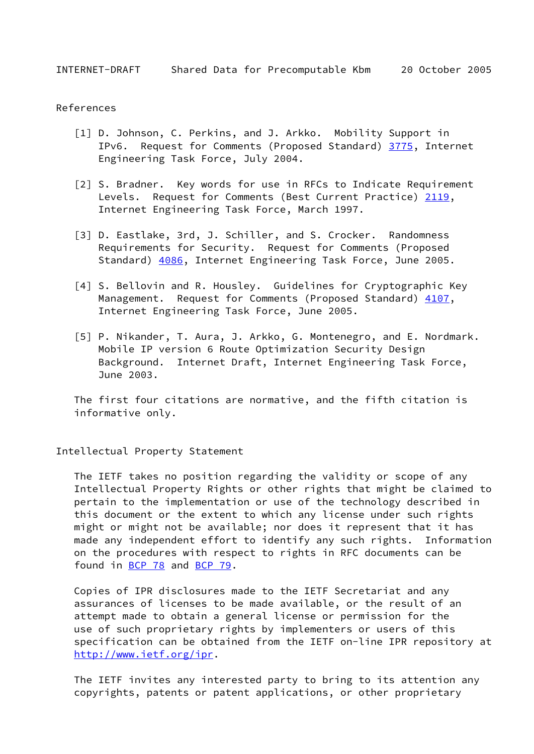## References

[1] D. Johnson, C. Perkins, and J. Arkko. Mobility Support in IPv6. Request for Comments (Proposed Standard) 3775, Internet Engineering Task Force, July 2004.

[2] S. Bradner. Key words for use in RFCs to Indicate Requirement Levels. Request for Comments (Best Current Practice) 2119, Internet Engineering Task Force, March 1997.

[3] D. Eastlake, 3rd, J. Schiller, and S. Crocker. Randomness Requirements for Security. Request for Comments (Proposed Standard) 4086, Internet Engineering Task Force, June 2005.

[4] S. Bellovin and R. Housley. Guidelines for Cryptographic Key Management. Request for Comments (Proposed Standard) 4107, Internet Engineering Task Force, June 2005.

[5] P. Nikander, T. Aura, J. Arkko, G. Montenegro, and E. Nordmark. Mobile IP version 6 Route Optimization Security Design Background. Internet Draft, Internet Engineering Task Force, June 2003.

The first four citations are normative, and the fifth citation is informative only.

## Intellectual Property Statement

The IETF takes no position regarding the validity or scope of any Intellectual Property Rights or other rights that might be claimed to pertain to the implementation or use of the technology described in this document or the extent to which any license under such rights might or might not be available; nor does it represent that it has made any independent effort to identify any such rights. Information on the procedures with respect to rights in RFC documents can be found in BCP 78 and BCP 79.

Copies of IPR disclosures made to the IETF Secretariat and any assurances of licenses to be made available, or the result of an attempt made to obtain a general license or permission for the use of such proprietary rights by implementers or users of this specification can be obtained from the IETF on-line IPR repository at http://www.ietf.org/ipr.

The IETF invites any interested party to bring to its attention any copyrights, patents or patent applications, or other proprietary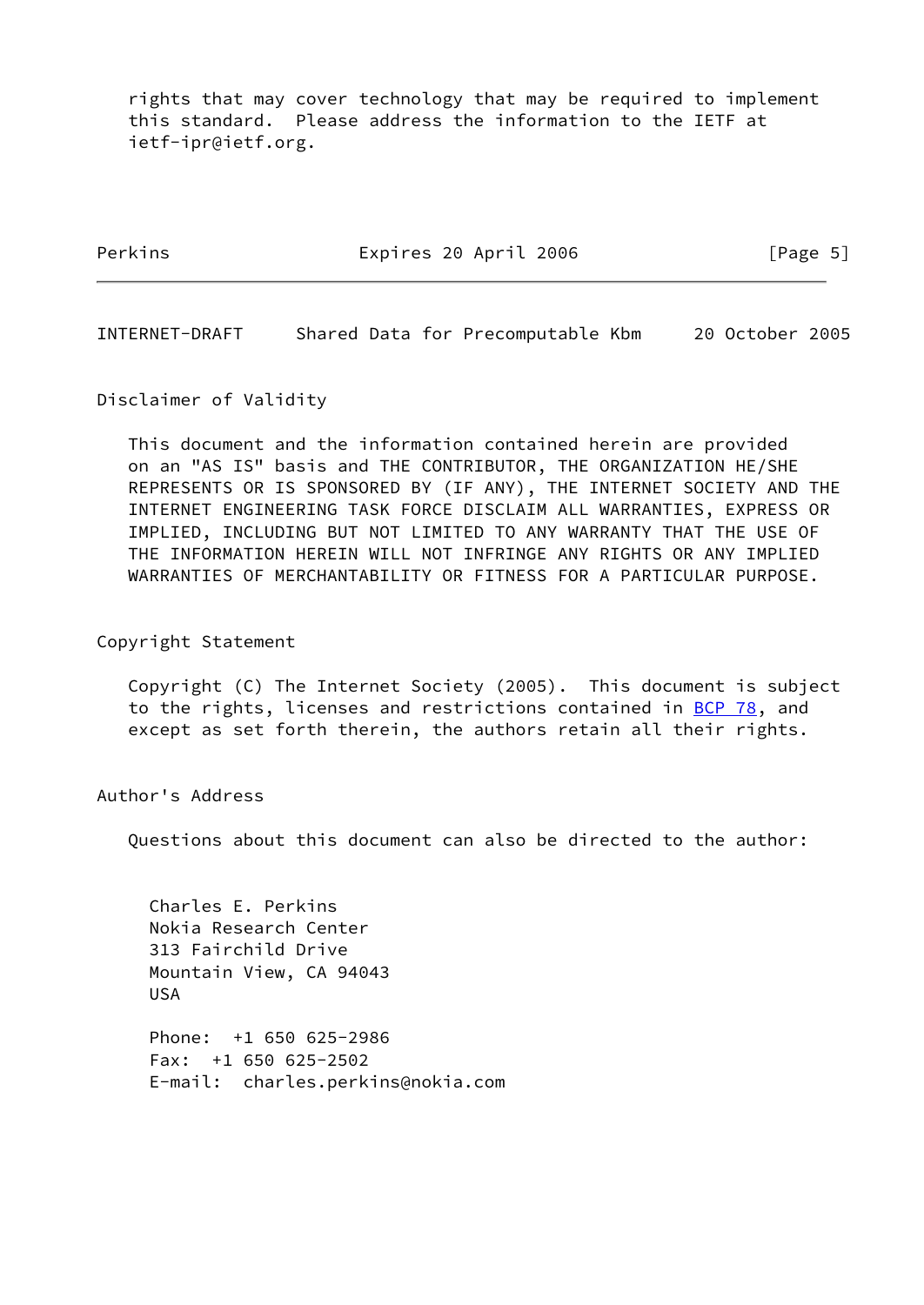rights that may cover technology that may be required to implement this standard. Please address the information to the IETF at ietf-ipr@ietf.org.

## Disclaimer of Validity

This document and the information contained herein are provided on an "AS IS" basis and THE CONTRIBUTOR, THE ORGANIZATION HE/SHE REPRESENTS OR IS SPONSORED BY (IF ANY), THE INTERNET SOCIETY AND THE INTERNET ENGINEERING TASK FORCE DISCLAIM ALL WARRANTIES, EXPRESS OR IMPLIED, INCLUDING BUT NOT LIMITED TO ANY WARRANTY THAT THE USE OF THE INFORMATION HEREIN WILL NOT INFRINGE ANY RIGHTS OR ANY IMPLIED WARRANTIES OF MERCHANTABILITY OR FITNESS FOR A PARTICULAR PURPOSE.

## Copyright Statement

Copyright (C) The Internet Society (2005). This document is subject to the rights, licenses and restrictions contained in BCP 78, and except as set forth therein, the authors retain all their rights.

## Author's Address

Questions about this document can also be directed to the author:

Charles E. Perkins
Nokia Research Center
313 Fairchild Drive
Mountain View, CA 94043
USA

Phone: +1 650 625-2986
Fax: +1 650 625-2502
E-mail: charles.perkins@nokia.com